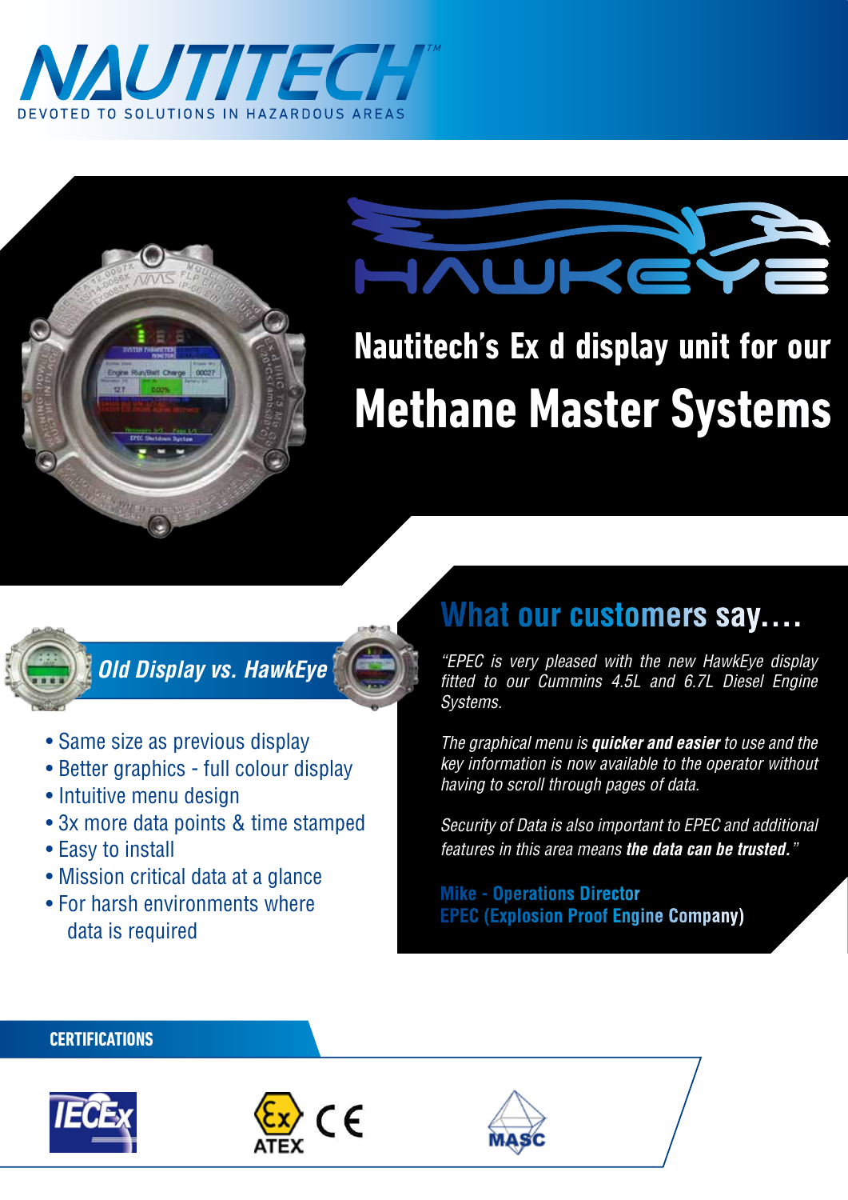# NAUTITECH™

DEVOTED TO SOLUTIONS IN HAZARDOUS AREAS

# HAWKEYE

## Nautitech's Ex d display unit for our

# Methane Master Systems

## Old Display vs. HawkEye

- Same size as previous display
- Better graphics - full colour display
- Intuitive menu design
- 3x more data points & time stamped
- Easy to install
- Mission critical data at a glance
- For harsh environments where data is required

## What our customers say....

*"EPEC is very pleased with the new HawkEye display fitted to our Cummins 4.5L and 6.7L Diesel Engine Systems.*

*The graphical menu is* ***quicker and easier*** *to use and the key information is now available to the operator without having to scroll through pages of data.*

*Security of Data is also important to EPEC and additional features in this area means* ***the data can be trusted.****"*

**Mike - Operations Director**
**EPEC (Explosion Proof Engine Company)**

### CERTIFICATIONS

IECEx | ATEX | CE | MASC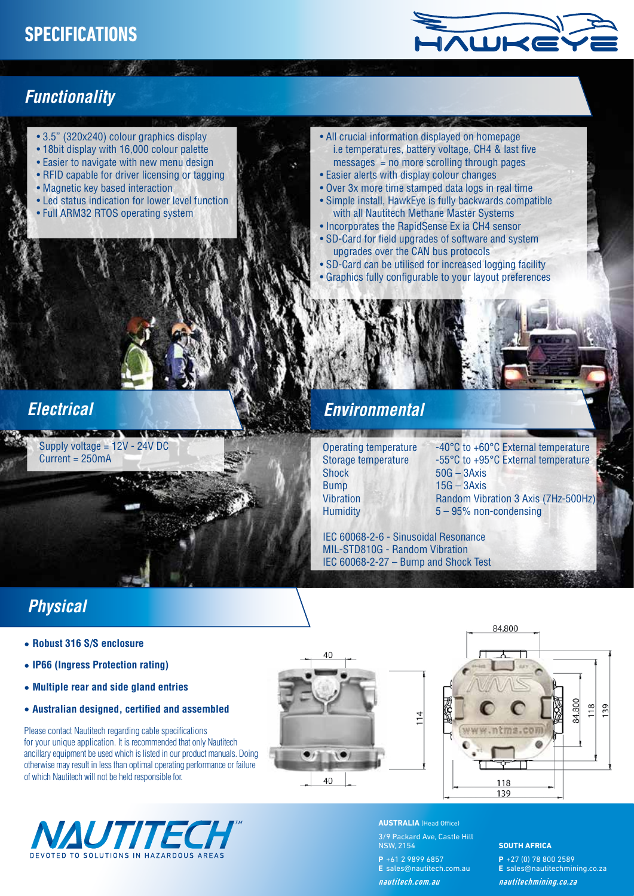# SPECIFICATIONS

HAWKEYE

## Functionality

- 3.5" (320x240) colour graphics display
- 18bit display with 16,000 colour palette
- Easier to navigate with new menu design
- RFID capable for driver licensing or tagging
- Magnetic key based interaction
- Led status indication for lower level function
- Full ARM32 RTOS operating system

- All crucial information displayed on homepage i.e temperatures, battery voltage, CH4 & last five messages = no more scrolling through pages
- Easier alerts with display colour changes
- Over 3x more time stamped data logs in real time
- Simple install, HawkEye is fully backwards compatible with all Nautitech Methane Master Systems
- Incorporates the RapidSense Ex ia CH4 sensor
- SD-Card for field upgrades of software and system upgrades over the CAN bus protocols
- SD-Card can be utilised for increased logging facility
- Graphics fully configurable to your layout preferences

## Electrical

Supply voltage = 12V - 24V DC
Current = 250mA

## Environmental

| | |
|---|---|
| Operating temperature | -40°C to +60°C External temperature |
| Storage temperature | -55°C to +95°C External temperature |
| Shock | 50G – 3Axis |
| Bump | 15G – 3Axis |
| Vibration | Random Vibration 3 Axis (7Hz-500Hz) |
| Humidity | 5 – 95% non-condensing |

IEC 60068-2-6 - Sinusoidal Resonance
MIL-STD810G - Random Vibration
IEC 60068-2-27 – Bump and Shock Test

## Physical

- **Robust 316 S/S enclosure**
- **IP66 (Ingress Protection rating)**
- **Multiple rear and side gland entries**
- **Australian designed, certified and assembled**

Please contact Nautitech regarding cable specifications for your unique application. It is recommended that only Nautitech ancillary equipment be used which is listed in our product manuals. Doing otherwise may result in less than optimal operating performance or failure of which Nautitech will not be held responsible for.

40
40
114
84.800
84.800
118
139
118
139
www.ntms.com

NAUTITECH™
DEVOTED TO SOLUTIONS IN HAZARDOUS AREAS

**AUSTRALIA** (Head Office)
3/9 Packard Ave, Castle Hill
NSW, 2154
**P** +61 2 9899 6857
**E** sales@nautitech.com.au
*nautitech.com.au*

**SOUTH AFRICA**
**P** +27 (0) 78 800 2589
**E** sales@nautitechmining.co.za
*nautitechmining.co.za*